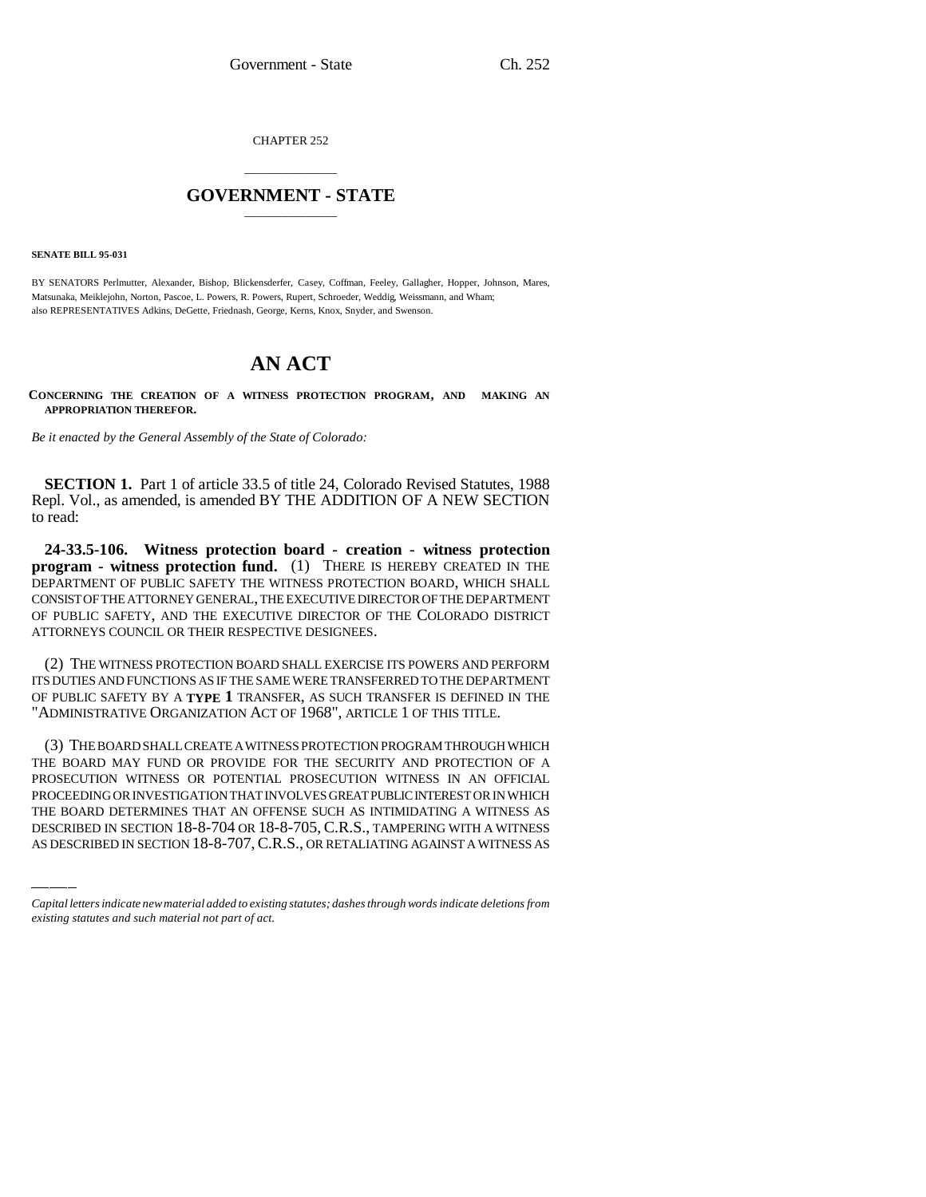CHAPTER 252

# GOVERNMENT - STATE

**SENATE BILL 95-031**

BY SENATORS Perlmutter, Alexander, Bishop, Blickensderfer, Casey, Coffman, Feeley, Gallagher, Hopper, Johnson, Mares, Matsunaka, Meiklejohn, Norton, Pascoe, L. Powers, R. Powers, Rupert, Schroeder, Weddig, Weissmann, and Wham; also REPRESENTATIVES Adkins, DeGette, Friednash, George, Kerns, Knox, Snyder, and Swenson.

# AN ACT

**CONCERNING THE CREATION OF A WITNESS PROTECTION PROGRAM, AND MAKING AN APPROPRIATION THEREFOR.**

*Be it enacted by the General Assembly of the State of Colorado:*

**SECTION 1.** Part 1 of article 33.5 of title 24, Colorado Revised Statutes, 1988 Repl. Vol., as amended, is amended BY THE ADDITION OF A NEW SECTION to read:

**24-33.5-106. Witness protection board - creation - witness protection program - witness protection fund.** (1) THERE IS HEREBY CREATED IN THE DEPARTMENT OF PUBLIC SAFETY THE WITNESS PROTECTION BOARD, WHICH SHALL CONSIST OF THE ATTORNEY GENERAL, THE EXECUTIVE DIRECTOR OF THE DEPARTMENT OF PUBLIC SAFETY, AND THE EXECUTIVE DIRECTOR OF THE COLORADO DISTRICT ATTORNEYS COUNCIL OR THEIR RESPECTIVE DESIGNEES.

(2) THE WITNESS PROTECTION BOARD SHALL EXERCISE ITS POWERS AND PERFORM ITS DUTIES AND FUNCTIONS AS IF THE SAME WERE TRANSFERRED TO THE DEPARTMENT OF PUBLIC SAFETY BY A **TYPE 1** TRANSFER, AS SUCH TRANSFER IS DEFINED IN THE "ADMINISTRATIVE ORGANIZATION ACT OF 1968", ARTICLE 1 OF THIS TITLE.

(3) THE BOARD SHALL CREATE A WITNESS PROTECTION PROGRAM THROUGH WHICH THE BOARD MAY FUND OR PROVIDE FOR THE SECURITY AND PROTECTION OF A PROSECUTION WITNESS OR POTENTIAL PROSECUTION WITNESS IN AN OFFICIAL PROCEEDING OR INVESTIGATION THAT INVOLVES GREAT PUBLIC INTEREST OR IN WHICH THE BOARD DETERMINES THAT AN OFFENSE SUCH AS INTIMIDATING A WITNESS AS DESCRIBED IN SECTION 18-8-704 OR 18-8-705, C.R.S., TAMPERING WITH A WITNESS AS DESCRIBED IN SECTION 18-8-707, C.R.S., OR RETALIATING AGAINST A WITNESS AS

*Capital letters indicate new material added to existing statutes; dashes through words indicate deletions from existing statutes and such material not part of act.*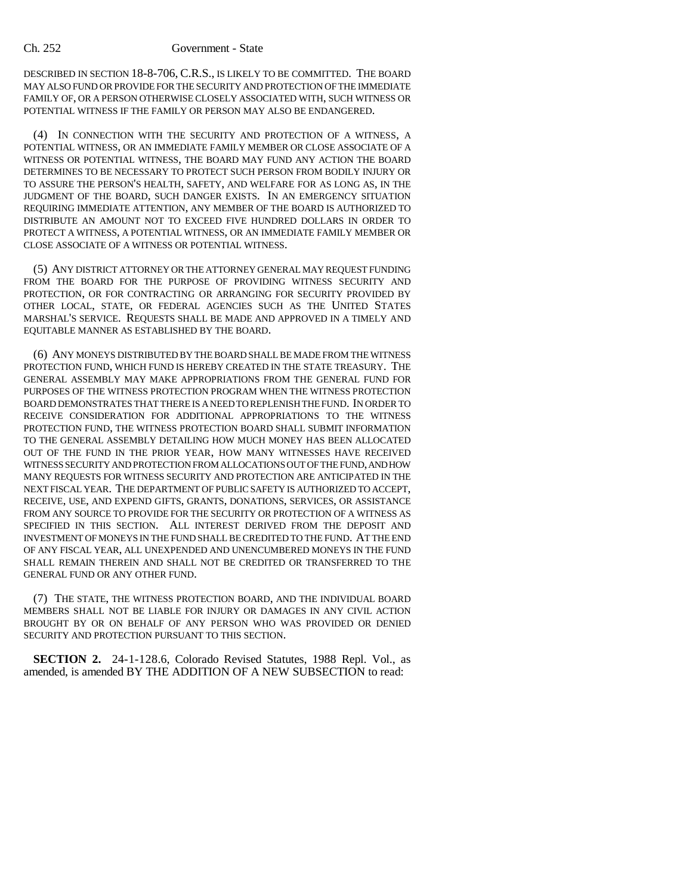DESCRIBED IN SECTION 18-8-706, C.R.S., IS LIKELY TO BE COMMITTED. THE BOARD MAY ALSO FUND OR PROVIDE FOR THE SECURITY AND PROTECTION OF THE IMMEDIATE FAMILY OF, OR A PERSON OTHERWISE CLOSELY ASSOCIATED WITH, SUCH WITNESS OR POTENTIAL WITNESS IF THE FAMILY OR PERSON MAY ALSO BE ENDANGERED.

(4) IN CONNECTION WITH THE SECURITY AND PROTECTION OF A WITNESS, A POTENTIAL WITNESS, OR AN IMMEDIATE FAMILY MEMBER OR CLOSE ASSOCIATE OF A WITNESS OR POTENTIAL WITNESS, THE BOARD MAY FUND ANY ACTION THE BOARD DETERMINES TO BE NECESSARY TO PROTECT SUCH PERSON FROM BODILY INJURY OR TO ASSURE THE PERSON'S HEALTH, SAFETY, AND WELFARE FOR AS LONG AS, IN THE JUDGMENT OF THE BOARD, SUCH DANGER EXISTS. IN AN EMERGENCY SITUATION REQUIRING IMMEDIATE ATTENTION, ANY MEMBER OF THE BOARD IS AUTHORIZED TO DISTRIBUTE AN AMOUNT NOT TO EXCEED FIVE HUNDRED DOLLARS IN ORDER TO PROTECT A WITNESS, A POTENTIAL WITNESS, OR AN IMMEDIATE FAMILY MEMBER OR CLOSE ASSOCIATE OF A WITNESS OR POTENTIAL WITNESS.

(5) ANY DISTRICT ATTORNEY OR THE ATTORNEY GENERAL MAY REQUEST FUNDING FROM THE BOARD FOR THE PURPOSE OF PROVIDING WITNESS SECURITY AND PROTECTION, OR FOR CONTRACTING OR ARRANGING FOR SECURITY PROVIDED BY OTHER LOCAL, STATE, OR FEDERAL AGENCIES SUCH AS THE UNITED STATES MARSHAL'S SERVICE. REQUESTS SHALL BE MADE AND APPROVED IN A TIMELY AND EQUITABLE MANNER AS ESTABLISHED BY THE BOARD.

(6) ANY MONEYS DISTRIBUTED BY THE BOARD SHALL BE MADE FROM THE WITNESS PROTECTION FUND, WHICH FUND IS HEREBY CREATED IN THE STATE TREASURY. THE GENERAL ASSEMBLY MAY MAKE APPROPRIATIONS FROM THE GENERAL FUND FOR PURPOSES OF THE WITNESS PROTECTION PROGRAM WHEN THE WITNESS PROTECTION BOARD DEMONSTRATES THAT THERE IS A NEED TO REPLENISH THE FUND. IN ORDER TO RECEIVE CONSIDERATION FOR ADDITIONAL APPROPRIATIONS TO THE WITNESS PROTECTION FUND, THE WITNESS PROTECTION BOARD SHALL SUBMIT INFORMATION TO THE GENERAL ASSEMBLY DETAILING HOW MUCH MONEY HAS BEEN ALLOCATED OUT OF THE FUND IN THE PRIOR YEAR, HOW MANY WITNESSES HAVE RECEIVED WITNESS SECURITY AND PROTECTION FROM ALLOCATIONS OUT OF THE FUND, AND HOW MANY REQUESTS FOR WITNESS SECURITY AND PROTECTION ARE ANTICIPATED IN THE NEXT FISCAL YEAR. THE DEPARTMENT OF PUBLIC SAFETY IS AUTHORIZED TO ACCEPT, RECEIVE, USE, AND EXPEND GIFTS, GRANTS, DONATIONS, SERVICES, OR ASSISTANCE FROM ANY SOURCE TO PROVIDE FOR THE SECURITY OR PROTECTION OF A WITNESS AS SPECIFIED IN THIS SECTION. ALL INTEREST DERIVED FROM THE DEPOSIT AND INVESTMENT OF MONEYS IN THE FUND SHALL BE CREDITED TO THE FUND. AT THE END OF ANY FISCAL YEAR, ALL UNEXPENDED AND UNENCUMBERED MONEYS IN THE FUND SHALL REMAIN THEREIN AND SHALL NOT BE CREDITED OR TRANSFERRED TO THE GENERAL FUND OR ANY OTHER FUND.

(7) THE STATE, THE WITNESS PROTECTION BOARD, AND THE INDIVIDUAL BOARD MEMBERS SHALL NOT BE LIABLE FOR INJURY OR DAMAGES IN ANY CIVIL ACTION BROUGHT BY OR ON BEHALF OF ANY PERSON WHO WAS PROVIDED OR DENIED SECURITY AND PROTECTION PURSUANT TO THIS SECTION.

**SECTION 2.** 24-1-128.6, Colorado Revised Statutes, 1988 Repl. Vol., as amended, is amended BY THE ADDITION OF A NEW SUBSECTION to read: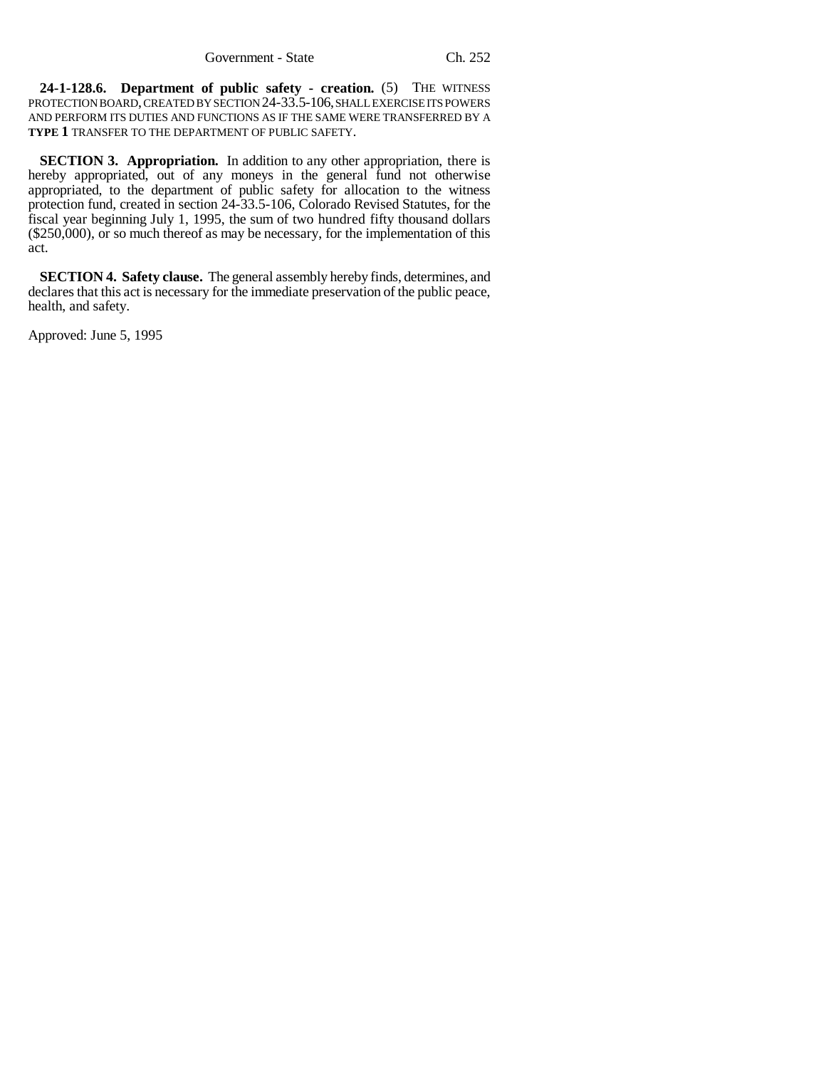**24-1-128.6. Department of public safety - creation.** (5) THE WITNESS PROTECTION BOARD, CREATED BY SECTION 24-33.5-106, SHALL EXERCISE ITS POWERS AND PERFORM ITS DUTIES AND FUNCTIONS AS IF THE SAME WERE TRANSFERRED BY A **TYPE 1** TRANSFER TO THE DEPARTMENT OF PUBLIC SAFETY.

**SECTION 3. Appropriation.** In addition to any other appropriation, there is hereby appropriated, out of any moneys in the general fund not otherwise appropriated, to the department of public safety for allocation to the witness protection fund, created in section 24-33.5-106, Colorado Revised Statutes, for the fiscal year beginning July 1, 1995, the sum of two hundred fifty thousand dollars ($250,000), or so much thereof as may be necessary, for the implementation of this act.

**SECTION 4. Safety clause.** The general assembly hereby finds, determines, and declares that this act is necessary for the immediate preservation of the public peace, health, and safety.

Approved: June 5, 1995